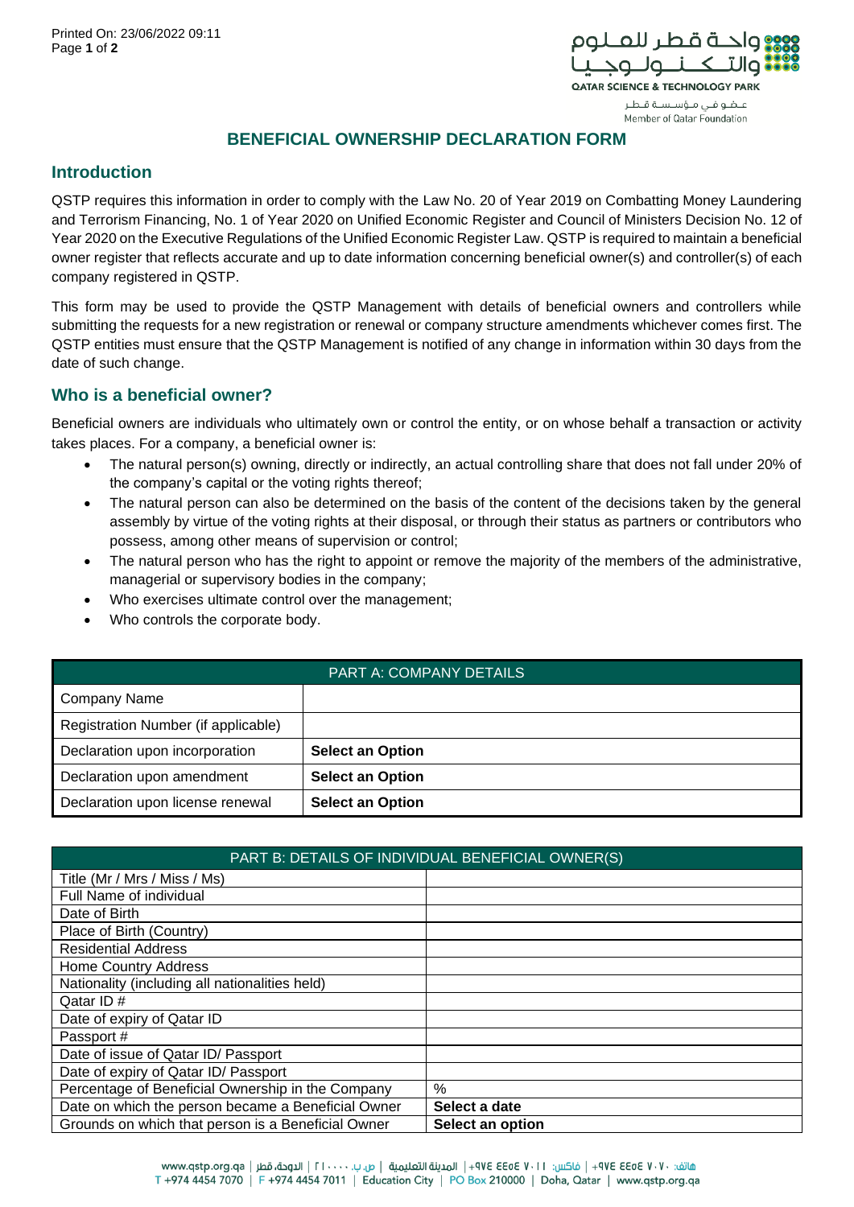# BENEFICIAL OWNERSHIP DECLARATION FORM

## Introduction

QSTP requires this information in order to comply with the Law No. 20 of Year 2019 on Combatting Money Laundering and Terrorism Financing, No. 1 of Year 2020 on Unified Economic Register and Council of Ministers Decision No. 12 of Year 2020 on the Executive Regulations of the Unified Economic Register Law. QSTP is required to maintain a beneficial owner register that reflects accurate and up to date information concerning beneficial owner(s) and controller(s) of each company registered in QSTP.

This form may be used to provide the QSTP Management with details of beneficial owners and controllers while submitting the requests for a new registration or renewal or company structure amendments whichever comes first. The QSTP entities must ensure that the QSTP Management is notified of any change in information within 30 days from the date of such change.

## Who is a beneficial owner?

Beneficial owners are individuals who ultimately own or control the entity, or on whose behalf a transaction or activity takes places. For a company, a beneficial owner is:

- The natural person(s) owning, directly or indirectly, an actual controlling share that does not fall under 20% of the company's capital or the voting rights thereof;
- The natural person can also be determined on the basis of the content of the decisions taken by the general assembly by virtue of the voting rights at their disposal, or through their status as partners or contributors who possess, among other means of supervision or control;
- The natural person who has the right to appoint or remove the majority of the members of the administrative, managerial or supervisory bodies in the company;
- Who exercises ultimate control over the management;
- Who controls the corporate body.

| PART A: COMPANY DETAILS | |
|---|---|
| Company Name | |
| Registration Number (if applicable) | |
| Declaration upon incorporation | **Select an Option** |
| Declaration upon amendment | **Select an Option** |
| Declaration upon license renewal | **Select an Option** |

| PART B: DETAILS OF INDIVIDUAL BENEFICIAL OWNER(S) | |
|---|---|
| Title (Mr / Mrs / Miss / Ms) | |
| Full Name of individual | |
| Date of Birth | |
| Place of Birth (Country) | |
| Residential Address | |
| Home Country Address | |
| Nationality (including all nationalities held) | |
| Qatar ID # | |
| Date of expiry of Qatar ID | |
| Passport # | |
| Date of issue of Qatar ID/ Passport | |
| Date of expiry of Qatar ID/ Passport | |
| Percentage of Beneficial Ownership in the Company | % |
| Date on which the person became a Beneficial Owner | **Select a date** |
| Grounds on which that person is a Beneficial Owner | **Select an option** |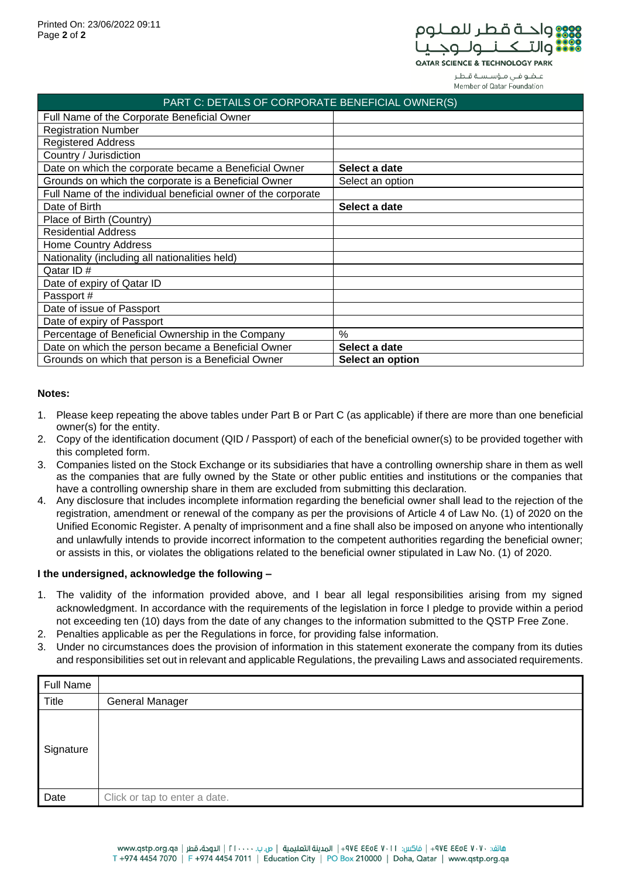| PART C: DETAILS OF CORPORATE BENEFICIAL OWNER(S) | |
|---|---|
| Full Name of the Corporate Beneficial Owner | |
| Registration Number | |
| Registered Address | |
| Country / Jurisdiction | |
| Date on which the corporate became a Beneficial Owner | **Select a date** |
| Grounds on which the corporate is a Beneficial Owner | Select an option |
| Full Name of the individual beneficial owner of the corporate | |
| Date of Birth | **Select a date** |
| Place of Birth (Country) | |
| Residential Address | |
| Home Country Address | |
| Nationality (including all nationalities held) | |
| Qatar ID # | |
| Date of expiry of Qatar ID | |
| Passport # | |
| Date of issue of Passport | |
| Date of expiry of Passport | |
| Percentage of Beneficial Ownership in the Company | % |
| Date on which the person became a Beneficial Owner | **Select a date** |
| Grounds on which that person is a Beneficial Owner | **Select an option** |

**Notes:**

1. Please keep repeating the above tables under Part B or Part C (as applicable) if there are more than one beneficial owner(s) for the entity.
2. Copy of the identification document (QID / Passport) of each of the beneficial owner(s) to be provided together with this completed form.
3. Companies listed on the Stock Exchange or its subsidiaries that have a controlling ownership share in them as well as the companies that are fully owned by the State or other public entities and institutions or the companies that have a controlling ownership share in them are excluded from submitting this declaration.
4. Any disclosure that includes incomplete information regarding the beneficial owner shall lead to the rejection of the registration, amendment or renewal of the company as per the provisions of Article 4 of Law No. (1) of 2020 on the Unified Economic Register. A penalty of imprisonment and a fine shall also be imposed on anyone who intentionally and unlawfully intends to provide incorrect information to the competent authorities regarding the beneficial owner; or assists in this, or violates the obligations related to the beneficial owner stipulated in Law No. (1) of 2020.

**I the undersigned, acknowledge the following –**

1. The validity of the information provided above, and I bear all legal responsibilities arising from my signed acknowledgment. In accordance with the requirements of the legislation in force I pledge to provide within a period not exceeding ten (10) days from the date of any changes to the information submitted to the QSTP Free Zone.
2. Penalties applicable as per the Regulations in force, for providing false information.
3. Under no circumstances does the provision of information in this statement exonerate the company from its duties and responsibilities set out in relevant and applicable Regulations, the prevailing Laws and associated requirements.

| | |
|---|---|
| Full Name | |
| Title | General Manager |
| Signature | |
| Date | Click or tap to enter a date. |